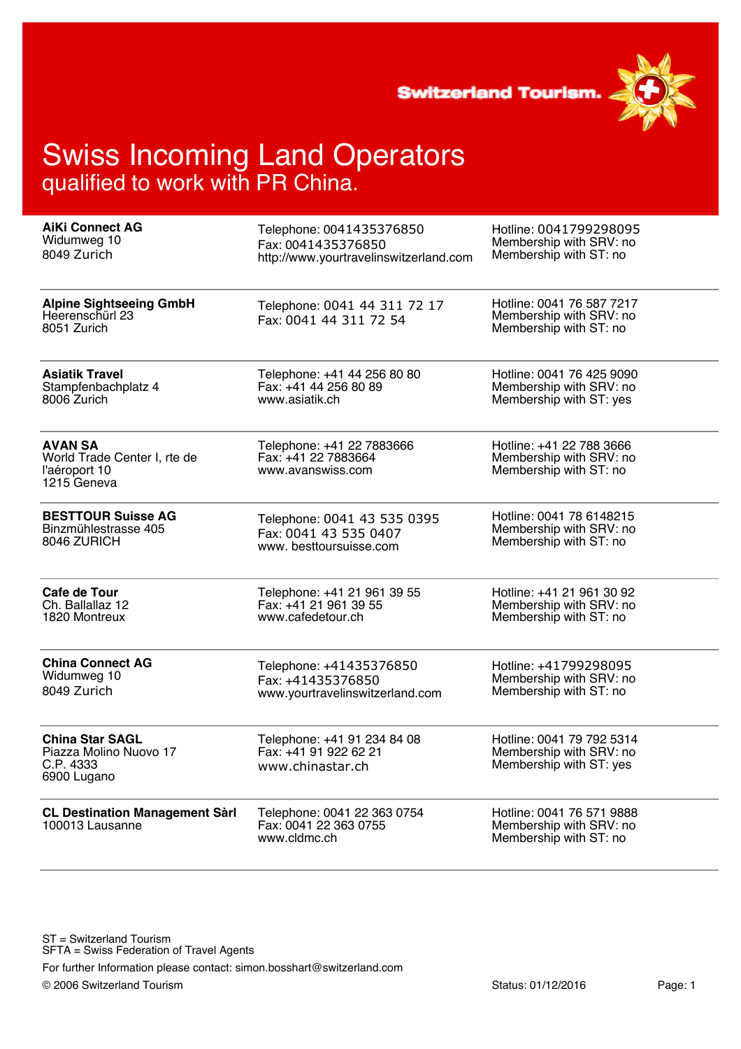Switzerland Tourism.

# Swiss Incoming Land Operators
## qualified to work with PR China.

| | | |
|---|---|---|
| **AiKi Connect AG**<br>Widumweg 10<br>8049 Zurich | Telephone: 0041435376850<br>Fax: 0041435376850<br>http://www.yourtravelinswitzerland.com | Hotline: 0041799298095<br>Membership with SRV: no<br>Membership with ST: no |
| **Alpine Sightseeing GmbH**<br>Heerenschürl 23<br>8051 Zurich | Telephone: 0041 44 311 72 17<br>Fax: 0041 44 311 72 54 | Hotline: 0041 76 587 7217<br>Membership with SRV: no<br>Membership with ST: no |
| **Asiatik Travel**<br>Stampfenbachplatz 4<br>8006 Zurich | Telephone: +41 44 256 80 80<br>Fax: +41 44 256 80 89<br>www.asiatik.ch | Hotline: 0041 76 425 9090<br>Membership with SRV: no<br>Membership with ST: yes |
| **AVAN SA**<br>World Trade Center I, rte de l'aéroport 10<br>1215 Geneva | Telephone: +41 22 7883666<br>Fax: +41 22 7883664<br>www.avanswiss.com | Hotline: +41 22 788 3666<br>Membership with SRV: no<br>Membership with ST: no |
| **BESTTOUR Suisse AG**<br>Binzmühlestrasse 405<br>8046 ZURICH | Telephone: 0041 43 535 0395<br>Fax: 0041 43 535 0407<br>www. besttoursuisse.com | Hotline: 0041 78 6148215<br>Membership with SRV: no<br>Membership with ST: no |
| **Cafe de Tour**<br>Ch. Ballallaz 12<br>1820 Montreux | Telephone: +41 21 961 39 55<br>Fax: +41 21 961 39 55<br>www.cafedetour.ch | Hotline: +41 21 961 30 92<br>Membership with SRV: no<br>Membership with ST: no |
| **China Connect AG**<br>Widumweg 10<br>8049 Zurich | Telephone: +41435376850<br>Fax: +41435376850<br>www.yourtravelinswitzerland.com | Hotline: +41799298095<br>Membership with SRV: no<br>Membership with ST: no |
| **China Star SAGL**<br>Piazza Molino Nuovo 17<br>C.P. 4333<br>6900 Lugano | Telephone: +41 91 234 84 08<br>Fax: +41 91 922 62 21<br>www.chinastar.ch | Hotline: 0041 79 792 5314<br>Membership with SRV: no<br>Membership with ST: yes |
| **CL Destination Management Sàrl**<br>100013 Lausanne | Telephone: 0041 22 363 0754<br>Fax: 0041 22 363 0755<br>www.cldmc.ch | Hotline: 0041 76 571 9888<br>Membership with SRV: no<br>Membership with ST: no |

ST = Switzerland Tourism
SFTA = Swiss Federation of Travel Agents

For further Information please contact: simon.bosshart@switzerland.com

© 2006 Switzerland Tourism

Status: 01/12/2016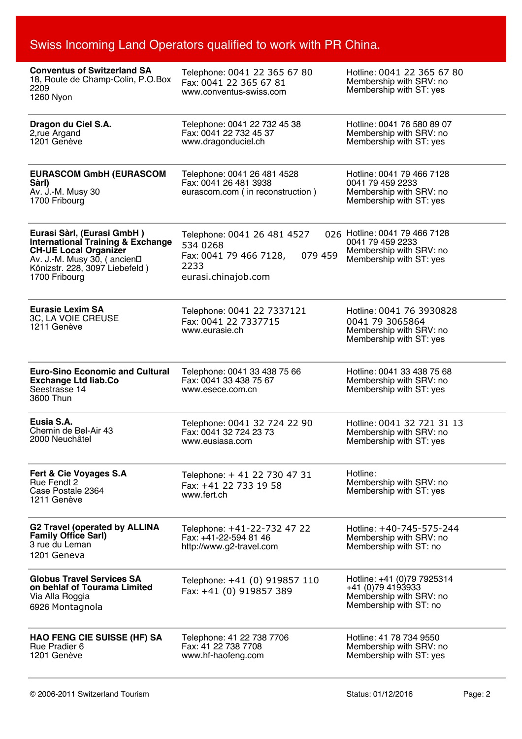## Swiss Incoming Land Operators qualified to work with PR China.

| Operator | Contact | Hotline / Membership |
|---|---|---|
| **Conventus of Switzerland SA**<br>18, Route de Champ-Colin, P.O.Box 2209<br>1260 Nyon | Telephone: 0041 22 365 67 80<br>Fax: 0041 22 365 67 81<br>www.conventus-swiss.com | Hotline: 0041 22 365 67 80<br>Membership with SRV: no<br>Membership with ST: yes |
| **Dragon du Ciel S.A.**<br>2,rue Argand<br>1201 Genève | Telephone: 0041 22 732 45 38<br>Fax: 0041 22 732 45 37<br>www.dragonduciel.ch | Hotline: 0041 76 580 89 07<br>Membership with SRV: no<br>Membership with ST: yes |
| **EURASCOM GmbH (EURASCOM Sàrl)**<br>Av. J.-M. Musy 30<br>1700 Fribourg | Telephone: 0041 26 481 4528<br>Fax: 0041 26 481 3938<br>eurascom.com ( in reconstruction ) | Hotline: 0041 79 466 7128<br>0041 79 459 2233<br>Membership with SRV: no<br>Membership with ST: yes |
| **Eurasi Sàrl, (Eurasi GmbH ) International Training & Exchange CH-UE Local Organizer**<br>Av. J.-M. Musy 30, ( ancien Könizstr. 228, 3097 Liebefeld )<br>1700 Fribourg | Telephone: 0041 26 481 4527 026 534 0268<br>Fax: 0041 79 466 7128, 079 459 2233<br>eurasi.chinajob.com | Hotline: 0041 79 466 7128<br>0041 79 459 2233<br>Membership with SRV: no<br>Membership with ST: yes |
| **Eurasie Lexim SA**<br>3C, LA VOIE CREUSE<br>1211 Genève | Telephone: 0041 22 7337121<br>Fax: 0041 22 7337715<br>www.eurasie.ch | Hotline: 0041 76 3930828<br>0041 79 3065864<br>Membership with SRV: no<br>Membership with ST: yes |
| **Euro-Sino Economic and Cultural Exchange Ltd liab.Co**<br>Seestrasse 14<br>3600 Thun | Telephone: 0041 33 438 75 66<br>Fax: 0041 33 438 75 67<br>www.esece.com.cn | Hotline: 0041 33 438 75 68<br>Membership with SRV: no<br>Membership with ST: yes |
| **Eusia S.A.**<br>Chemin de Bel-Air 43<br>2000 Neuchâtel | Telephone: 0041 32 724 22 90<br>Fax: 0041 32 724 23 73<br>www.eusiasa.com | Hotline: 0041 32 721 31 13<br>Membership with SRV: no<br>Membership with ST: yes |
| **Fert & Cie Voyages S.A**<br>Rue Fendt 2<br>Case Postale 2364<br>1211 Genève | Telephone: + 41 22 730 47 31<br>Fax: +41 22 733 19 58<br>www.fert.ch | Hotline:<br>Membership with SRV: no<br>Membership with ST: yes |
| **G2 Travel (operated by ALLINA Family Office Sarl)**<br>3 rue du Leman<br>1201 Geneva | Telephone: +41-22-732 47 22<br>Fax: +41-22-594 81 46<br>http://www.g2-travel.com | Hotline: +40-745-575-244<br>Membership with SRV: no<br>Membership with ST: no |
| **Globus Travel Services SA on behlaf of Tourama Limited**<br>Via Alla Roggia<br>6926 Montagnola | Telephone: +41 (0) 919857 110<br>Fax: +41 (0) 919857 389 | Hotline: +41 (0)79 7925314<br>+41 (0)79 4193933<br>Membership with SRV: no<br>Membership with ST: no |
| **HAO FENG CIE SUISSE (HF) SA**<br>Rue Pradier 6<br>1201 Genève | Telephone: 41 22 738 7706<br>Fax: 41 22 738 7708<br>www.hf-haofeng.com | Hotline: 41 78 734 9550<br>Membership with SRV: no<br>Membership with ST: yes |

© 2006-2011 Switzerland Tourism Status: 01/12/2016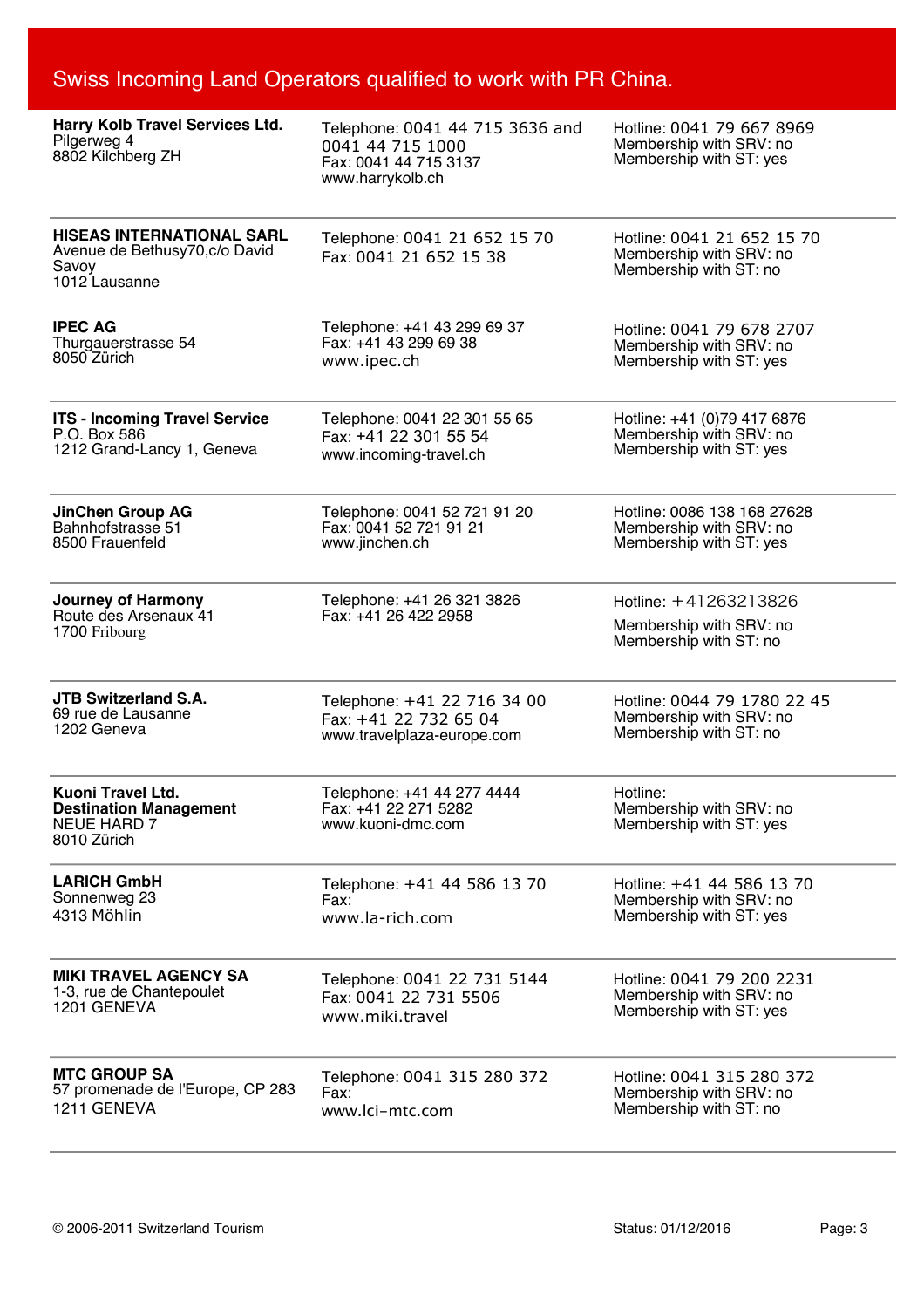# Swiss Incoming Land Operators qualified to work with PR China.

| Company | Contact | Hotline / Membership |
|---|---|---|
| **Harry Kolb Travel Services Ltd.**<br>Pilgerweg 4<br>8802 Kilchberg ZH | Telephone: 0041 44 715 3636 and 0041 44 715 1000<br>Fax: 0041 44 715 3137<br>www.harrykolb.ch | Hotline: 0041 79 667 8969<br>Membership with SRV: no<br>Membership with ST: yes |
| **HISEAS INTERNATIONAL SARL**<br>Avenue de Bethusy70,c/o David Savoy<br>1012 Lausanne | Telephone: 0041 21 652 15 70<br>Fax: 0041 21 652 15 38 | Hotline: 0041 21 652 15 70<br>Membership with SRV: no<br>Membership with ST: no |
| **IPEC AG**<br>Thurgauerstrasse 54<br>8050 Zürich | Telephone: +41 43 299 69 37<br>Fax: +41 43 299 69 38<br>www.ipec.ch | Hotline: 0041 79 678 2707<br>Membership with SRV: no<br>Membership with ST: yes |
| **ITS - Incoming Travel Service**<br>P.O. Box 586<br>1212 Grand-Lancy 1, Geneva | Telephone: 0041 22 301 55 65<br>Fax: +41 22 301 55 54<br>www.incoming-travel.ch | Hotline: +41 (0)79 417 6876<br>Membership with SRV: no<br>Membership with ST: yes |
| **JinChen Group AG**<br>Bahnhofstrasse 51<br>8500 Frauenfeld | Telephone: 0041 52 721 91 20<br>Fax: 0041 52 721 91 21<br>www.jinchen.ch | Hotline: 0086 138 168 27628<br>Membership with SRV: no<br>Membership with ST: yes |
| **Journey of Harmony**<br>Route des Arsenaux 41<br>1700 Fribourg | Telephone: +41 26 321 3826<br>Fax: +41 26 422 2958 | Hotline: +41263213826<br>Membership with SRV: no<br>Membership with ST: no |
| **JTB Switzerland S.A.**<br>69 rue de Lausanne<br>1202 Geneva | Telephone: +41 22 716 34 00<br>Fax: +41 22 732 65 04<br>www.travelplaza-europe.com | Hotline: 0044 79 1780 22 45<br>Membership with SRV: no<br>Membership with ST: no |
| **Kuoni Travel Ltd.**<br>**Destination Management**<br>NEUE HARD 7<br>8010 Zürich | Telephone: +41 44 277 4444<br>Fax: +41 22 271 5282<br>www.kuoni-dmc.com | Hotline:<br>Membership with SRV: no<br>Membership with ST: yes |
| **LARICH GmbH**<br>Sonnenweg 23<br>4313 Möhlin | Telephone: +41 44 586 13 70<br>Fax:<br>www.la-rich.com | Hotline: +41 44 586 13 70<br>Membership with SRV: no<br>Membership with ST: yes |
| **MIKI TRAVEL AGENCY SA**<br>1-3, rue de Chantepoulet<br>1201 GENEVA | Telephone: 0041 22 731 5144<br>Fax: 0041 22 731 5506<br>www.miki.travel | Hotline: 0041 79 200 2231<br>Membership with SRV: no<br>Membership with ST: yes |
| **MTC GROUP SA**<br>57 promenade de l'Europe, CP 283<br>1211 GENEVA | Telephone: 0041 315 280 372<br>Fax:<br>www.lci-mtc.com | Hotline: 0041 315 280 372<br>Membership with SRV: no<br>Membership with ST: no |

© 2006-2011 Switzerland Tourism

Status: 01/12/2016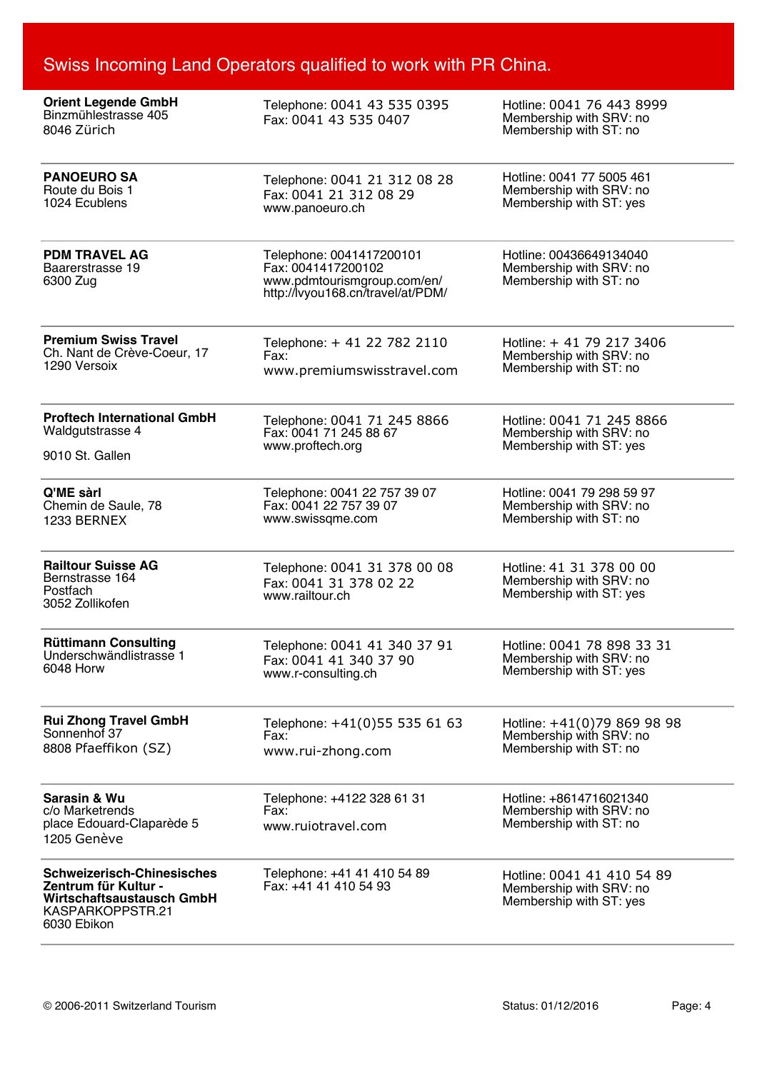## Swiss Incoming Land Operators qualified to work with PR China.

**Orient Legende GmbH**
Binzmühlestrasse 405
8046 Zürich

Telephone: 0041 43 535 0395
Fax: 0041 43 535 0407

Hotline: 0041 76 443 8999
Membership with SRV: no
Membership with ST: no

---

**PANOEURO SA**
Route du Bois 1
1024 Ecublens

Telephone: 0041 21 312 08 28
Fax: 0041 21 312 08 29
www.panoeuro.ch

Hotline: 0041 77 5005 461
Membership with SRV: no
Membership with ST: yes

---

**PDM TRAVEL AG**
Baarerstrasse 19
6300 Zug

Telephone: 0041417200101
Fax: 0041417200102
www.pdmtourismgroup.com/en/
http://lvyou168.cn/travel/at/PDM/

Hotline: 00436649134040
Membership with SRV: no
Membership with ST: no

---

**Premium Swiss Travel**
Ch. Nant de Crève-Coeur, 17
1290 Versoix

Telephone: + 41 22 782 2110
Fax:
www.premiumswisstravel.com

Hotline: + 41 79 217 3406
Membership with SRV: no
Membership with ST: no

---

**Proftech International GmbH**
Waldgutstrasse 4

9010 St. Gallen

Telephone: 0041 71 245 8866
Fax: 0041 71 245 88 67
www.proftech.org

Hotline: 0041 71 245 8866
Membership with SRV: no
Membership with ST: yes

---

**Q'ME sàrl**
Chemin de Saule, 78
1233 BERNEX

Telephone: 0041 22 757 39 07
Fax: 0041 22 757 39 07
www.swissqme.com

Hotline: 0041 79 298 59 97
Membership with SRV: no
Membership with ST: no

---

**Railtour Suisse AG**
Bernstrasse 164
Postfach
3052 Zollikofen

Telephone: 0041 31 378 00 08
Fax: 0041 31 378 02 22
www.railtour.ch

Hotline: 41 31 378 00 00
Membership with SRV: no
Membership with ST: yes

---

**Rüttimann Consulting**
Underschwändlistrasse 1
6048 Horw

Telephone: 0041 41 340 37 91
Fax: 0041 41 340 37 90
www.r-consulting.ch

Hotline: 0041 78 898 33 31
Membership with SRV: no
Membership with ST: yes

---

**Rui Zhong Travel GmbH**
Sonnenhof 37
8808 Pfaeffikon (SZ)

Telephone: +41(0)55 535 61 63
Fax:
www.rui-zhong.com

Hotline: +41(0)79 869 98 98
Membership with SRV: no
Membership with ST: no

---

**Sarasin & Wu**
c/o Marketrends
place Edouard-Claparède 5
1205 Genève

Telephone: +4122 328 61 31
Fax:
www.ruiotravel.com

Hotline: +8614716021340
Membership with SRV: no
Membership with ST: no

---

**Schweizerisch-Chinesisches Zentrum für Kultur - Wirtschaftsaustausch GmbH**
KASPARKOPPSTR.21
6030 Ebikon

Telephone: +41 41 410 54 89
Fax: +41 41 410 54 93

Hotline: 0041 41 410 54 89
Membership with SRV: no
Membership with ST: yes

---

© 2006-2011 Switzerland Tourism

Status: 01/12/2016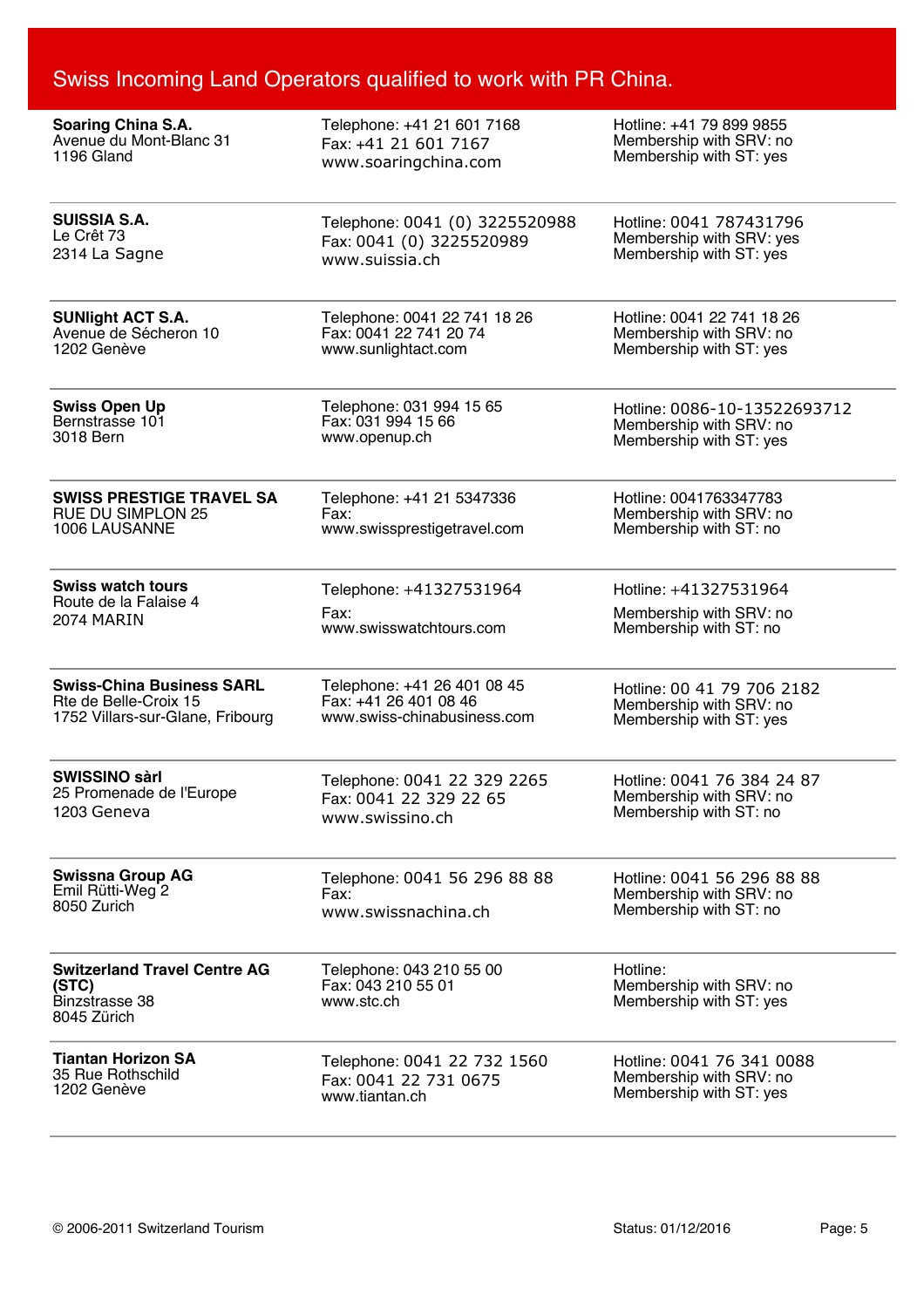# Swiss Incoming Land Operators qualified to work with PR China.

**Soaring China S.A.**
Avenue du Mont-Blanc 31
1196 Gland

Telephone: +41 21 601 7168
Fax: +41 21 601 7167
www.soaringchina.com

Hotline: +41 79 899 9855
Membership with SRV: no
Membership with ST: yes

---

**SUISSIA S.A.**
Le Crêt 73
2314 La Sagne

Telephone: 0041 (0) 3225520988
Fax: 0041 (0) 3225520989
www.suissia.ch

Hotline: 0041 787431796
Membership with SRV: yes
Membership with ST: yes

---

**SUNlight ACT S.A.**
Avenue de Sécheron 10
1202 Genève

Telephone: 0041 22 741 18 26
Fax: 0041 22 741 20 74
www.sunlightact.com

Hotline: 0041 22 741 18 26
Membership with SRV: no
Membership with ST: yes

---

**Swiss Open Up**
Bernstrasse 101
3018 Bern

Telephone: 031 994 15 65
Fax: 031 994 15 66
www.openup.ch

Hotline: 0086-10-13522693712
Membership with SRV: no
Membership with ST: yes

---

**SWISS PRESTIGE TRAVEL SA**
RUE DU SIMPLON 25
1006 LAUSANNE

Telephone: +41 21 5347336
Fax:
www.swissprestigetravel.com

Hotline: 0041763347783
Membership with SRV: no
Membership with ST: no

---

**Swiss watch tours**
Route de la Falaise 4
2074 MARIN

Telephone: +41327531964
Fax:
www.swisswatchtours.com

Hotline: +41327531964
Membership with SRV: no
Membership with ST: no

---

**Swiss-China Business SARL**
Rte de Belle-Croix 15
1752 Villars-sur-Glane, Fribourg

Telephone: +41 26 401 08 45
Fax: +41 26 401 08 46
www.swiss-chinabusiness.com

Hotline: 00 41 79 706 2182
Membership with SRV: no
Membership with ST: yes

---

**SWISSINO sàrl**
25 Promenade de l'Europe
1203 Geneva

Telephone: 0041 22 329 2265
Fax: 0041 22 329 22 65
www.swissino.ch

Hotline: 0041 76 384 24 87
Membership with SRV: no
Membership with ST: no

---

**Swissna Group AG**
Emil Rütti-Weg 2
8050 Zurich

Telephone: 0041 56 296 88 88
Fax:
www.swissnachina.ch

Hotline: 0041 56 296 88 88
Membership with SRV: no
Membership with ST: no

---

**Switzerland Travel Centre AG (STC)**
Binzstrasse 38
8045 Zürich

Telephone: 043 210 55 00
Fax: 043 210 55 01
www.stc.ch

Hotline:
Membership with SRV: no
Membership with ST: yes

---

**Tiantan Horizon SA**
35 Rue Rothschild
1202 Genève

Telephone: 0041 22 732 1560
Fax: 0041 22 731 0675
www.tiantan.ch

Hotline: 0041 76 341 0088
Membership with SRV: no
Membership with ST: yes

---

© 2006-2011 Switzerland Tourism    Status: 01/12/2016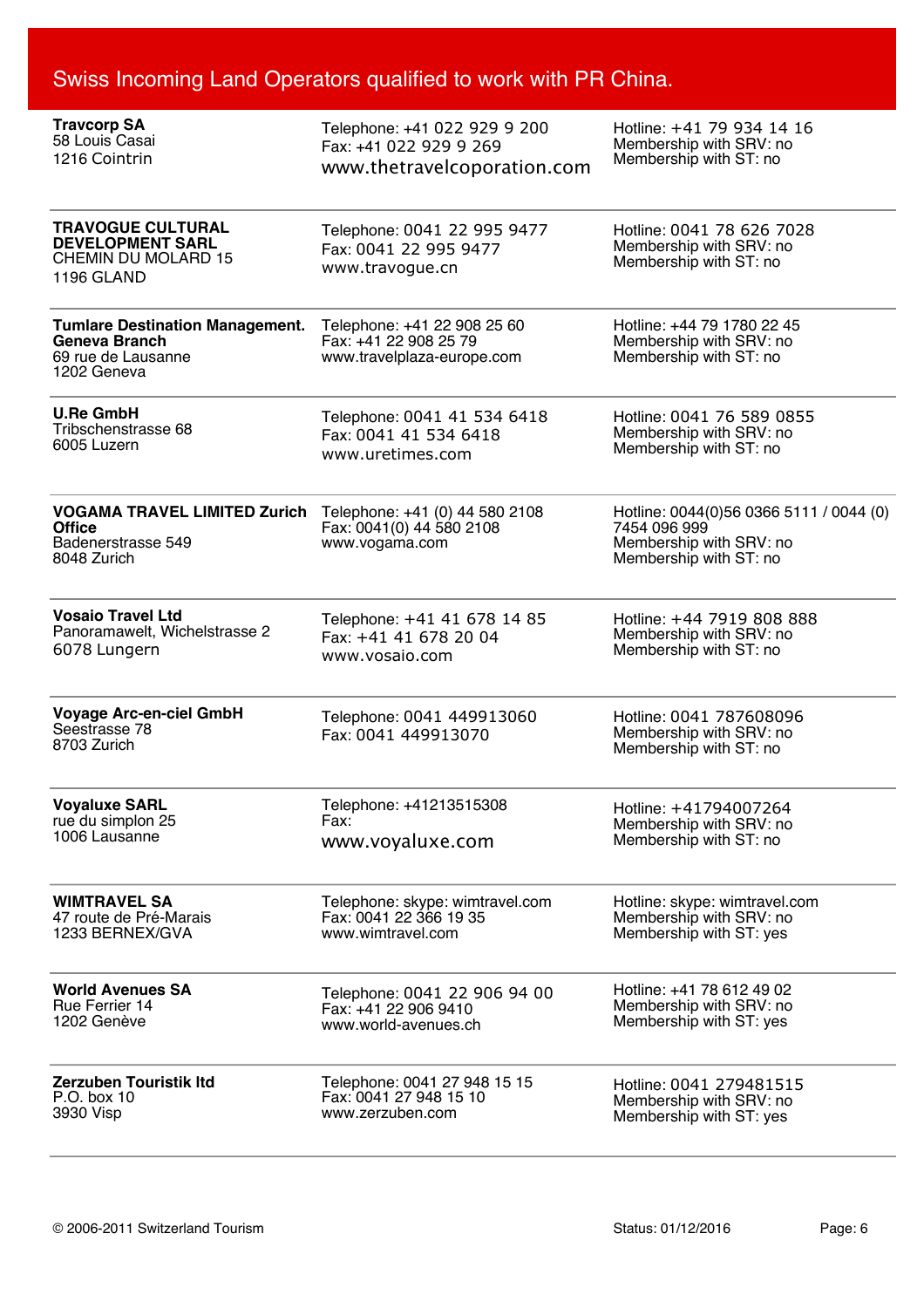# Swiss Incoming Land Operators qualified to work with PR China.

| | | |
|---|---|---|
| **Travcorp SA**<br>58 Louis Casai<br>1216 Cointrin | Telephone: +41 022 929 9 200<br>Fax: +41 022 929 9 269<br>www.thetravelcoporation.com | Hotline: +41 79 934 14 16<br>Membership with SRV: no<br>Membership with ST: no |
| **TRAVOGUE CULTURAL DEVELOPMENT SARL**<br>CHEMIN DU MOLARD 15<br>1196 GLAND | Telephone: 0041 22 995 9477<br>Fax: 0041 22 995 9477<br>www.travogue.cn | Hotline: 0041 78 626 7028<br>Membership with SRV: no<br>Membership with ST: no |
| **Tumlare Destination Management. Geneva Branch**<br>69 rue de Lausanne<br>1202 Geneva | Telephone: +41 22 908 25 60<br>Fax: +41 22 908 25 79<br>www.travelplaza-europe.com | Hotline: +44 79 1780 22 45<br>Membership with SRV: no<br>Membership with ST: no |
| **U.Re GmbH**<br>Tribschenstrasse 68<br>6005 Luzern | Telephone: 0041 41 534 6418<br>Fax: 0041 41 534 6418<br>www.uretimes.com | Hotline: 0041 76 589 0855<br>Membership with SRV: no<br>Membership with ST: no |
| **VOGAMA TRAVEL LIMITED Zurich Office**<br>Badenerstrasse 549<br>8048 Zurich | Telephone: +41 (0) 44 580 2108<br>Fax: 0041(0) 44 580 2108<br>www.vogama.com | Hotline: 0044(0)56 0366 5111 / 0044 (0) 7454 096 999<br>Membership with SRV: no<br>Membership with ST: no |
| **Vosaio Travel Ltd**<br>Panoramawelt, Wichelstrasse 2<br>6078 Lungern | Telephone: +41 41 678 14 85<br>Fax: +41 41 678 20 04<br>www.vosaio.com | Hotline: +44 7919 808 888<br>Membership with SRV: no<br>Membership with ST: no |
| **Voyage Arc-en-ciel GmbH**<br>Seestrasse 78<br>8703 Zurich | Telephone: 0041 449913060<br>Fax: 0041 449913070 | Hotline: 0041 787608096<br>Membership with SRV: no<br>Membership with ST: no |
| **Voyaluxe SARL**<br>rue du simplon 25<br>1006 Lausanne | Telephone: +41213515308<br>Fax:<br>www.voyaluxe.com | Hotline: +41794007264<br>Membership with SRV: no<br>Membership with ST: no |
| **WIMTRAVEL SA**<br>47 route de Pré-Marais<br>1233 BERNEX/GVA | Telephone: skype: wimtravel.com<br>Fax: 0041 22 366 19 35<br>www.wimtravel.com | Hotline: skype: wimtravel.com<br>Membership with SRV: no<br>Membership with ST: yes |
| **World Avenues SA**<br>Rue Ferrier 14<br>1202 Genève | Telephone: 0041 22 906 94 00<br>Fax: +41 22 906 9410<br>www.world-avenues.ch | Hotline: +41 78 612 49 02<br>Membership with SRV: no<br>Membership with ST: yes |
| **Zerzuben Touristik ltd**<br>P.O. box 10<br>3930 Visp | Telephone: 0041 27 948 15 15<br>Fax: 0041 27 948 15 10<br>www.zerzuben.com | Hotline: 0041 279481515<br>Membership with SRV: no<br>Membership with ST: yes |

© 2006-2011 Switzerland Tourism

Status: 01/12/2016